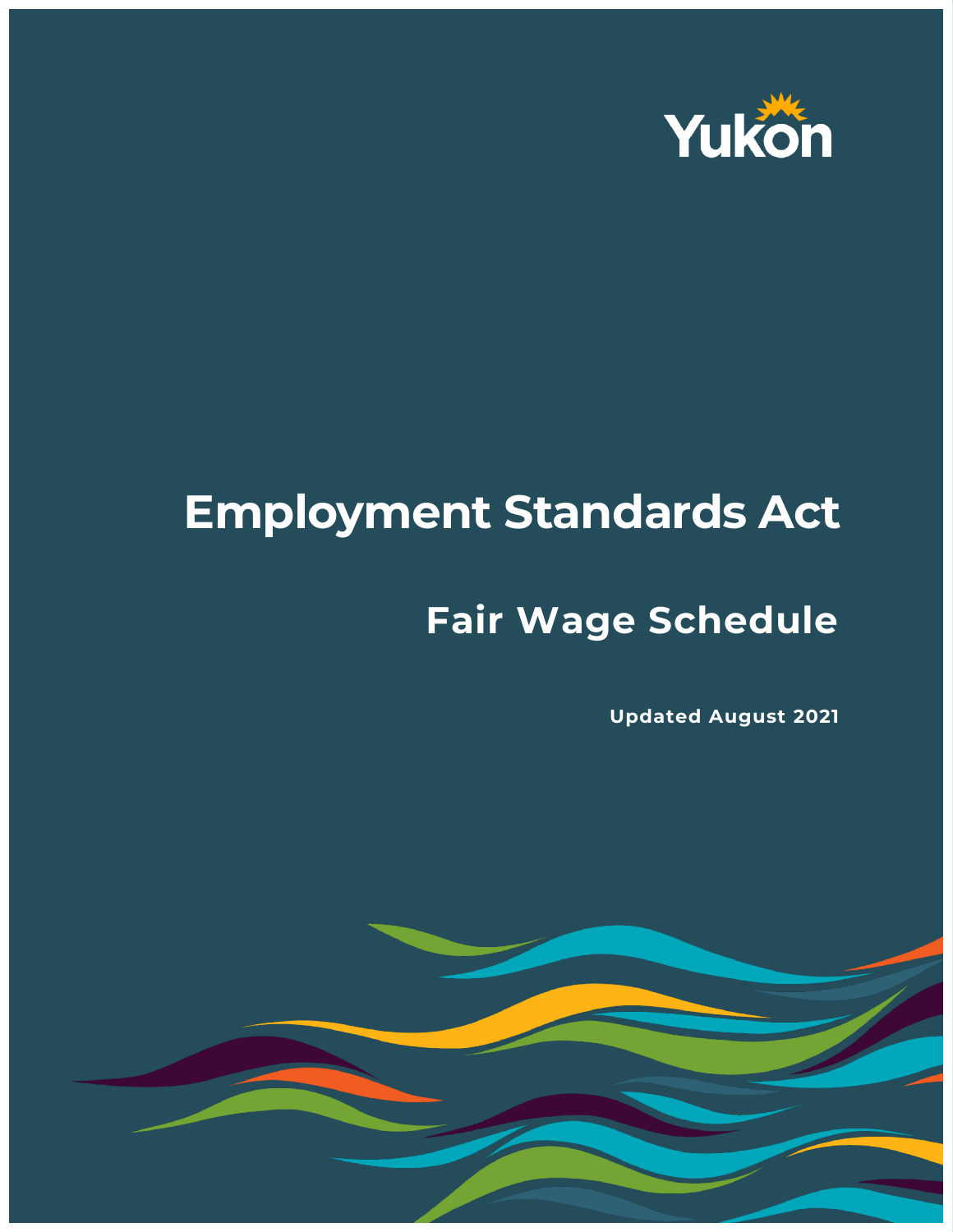Yukon

# Employment Standards Act

## Fair Wage Schedule

**Updated August 2021**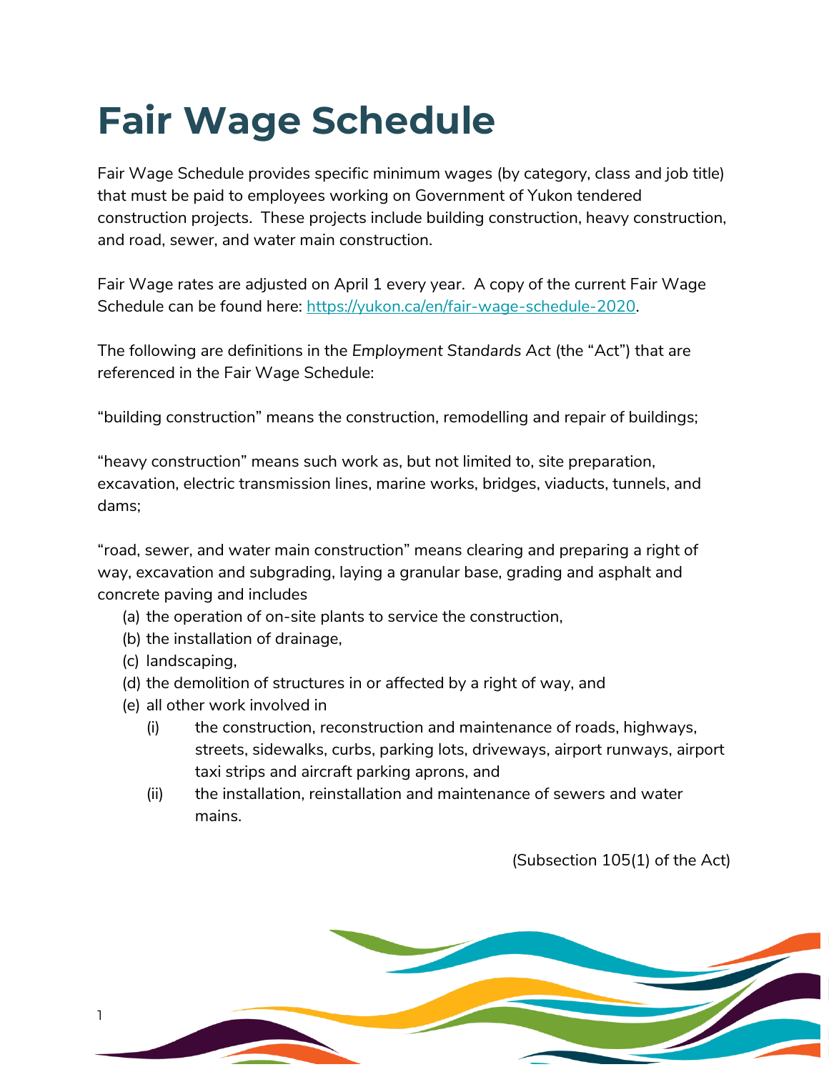# Fair Wage Schedule

Fair Wage Schedule provides specific minimum wages (by category, class and job title) that must be paid to employees working on Government of Yukon tendered construction projects. These projects include building construction, heavy construction, and road, sewer, and water main construction.

Fair Wage rates are adjusted on April 1 every year. A copy of the current Fair Wage Schedule can be found here: [https://yukon.ca/en/fair-wage-schedule-2020](https://yukon.ca/en/fair-wage-schedule-2020).

The following are definitions in the *Employment Standards Act* (the "Act") that are referenced in the Fair Wage Schedule:

"building construction" means the construction, remodelling and repair of buildings;

"heavy construction" means such work as, but not limited to, site preparation, excavation, electric transmission lines, marine works, bridges, viaducts, tunnels, and dams;

"road, sewer, and water main construction" means clearing and preparing a right of way, excavation and subgrading, laying a granular base, grading and asphalt and concrete paving and includes

(a) the operation of on-site plants to service the construction,
(b) the installation of drainage,
(c) landscaping,
(d) the demolition of structures in or affected by a right of way, and
(e) all other work involved in
  (i) the construction, reconstruction and maintenance of roads, highways, streets, sidewalks, curbs, parking lots, driveways, airport runways, airport taxi strips and aircraft parking aprons, and
  (ii) the installation, reinstallation and maintenance of sewers and water mains.

(Subsection 105(1) of the Act)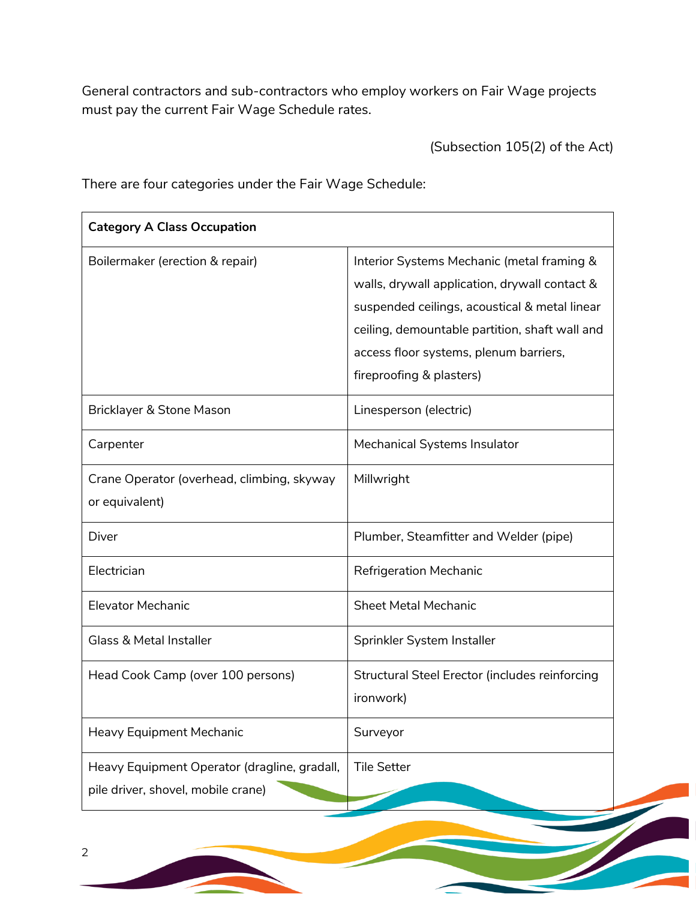General contractors and sub-contractors who employ workers on Fair Wage projects must pay the current Fair Wage Schedule rates.

(Subsection 105(2) of the Act)

There are four categories under the Fair Wage Schedule:

| **Category A Class Occupation** | |
|---|---|
| Boilermaker (erection & repair) | Interior Systems Mechanic (metal framing & walls, drywall application, drywall contact & suspended ceilings, acoustical & metal linear ceiling, demountable partition, shaft wall and access floor systems, plenum barriers, fireproofing & plasters) |
| Bricklayer & Stone Mason | Linesperson (electric) |
| Carpenter | Mechanical Systems Insulator |
| Crane Operator (overhead, climbing, skyway or equivalent) | Millwright |
| Diver | Plumber, Steamfitter and Welder (pipe) |
| Electrician | Refrigeration Mechanic |
| Elevator Mechanic | Sheet Metal Mechanic |
| Glass & Metal Installer | Sprinkler System Installer |
| Head Cook Camp (over 100 persons) | Structural Steel Erector (includes reinforcing ironwork) |
| Heavy Equipment Mechanic | Surveyor |
| Heavy Equipment Operator (dragline, gradall, pile driver, shovel, mobile crane) | Tile Setter |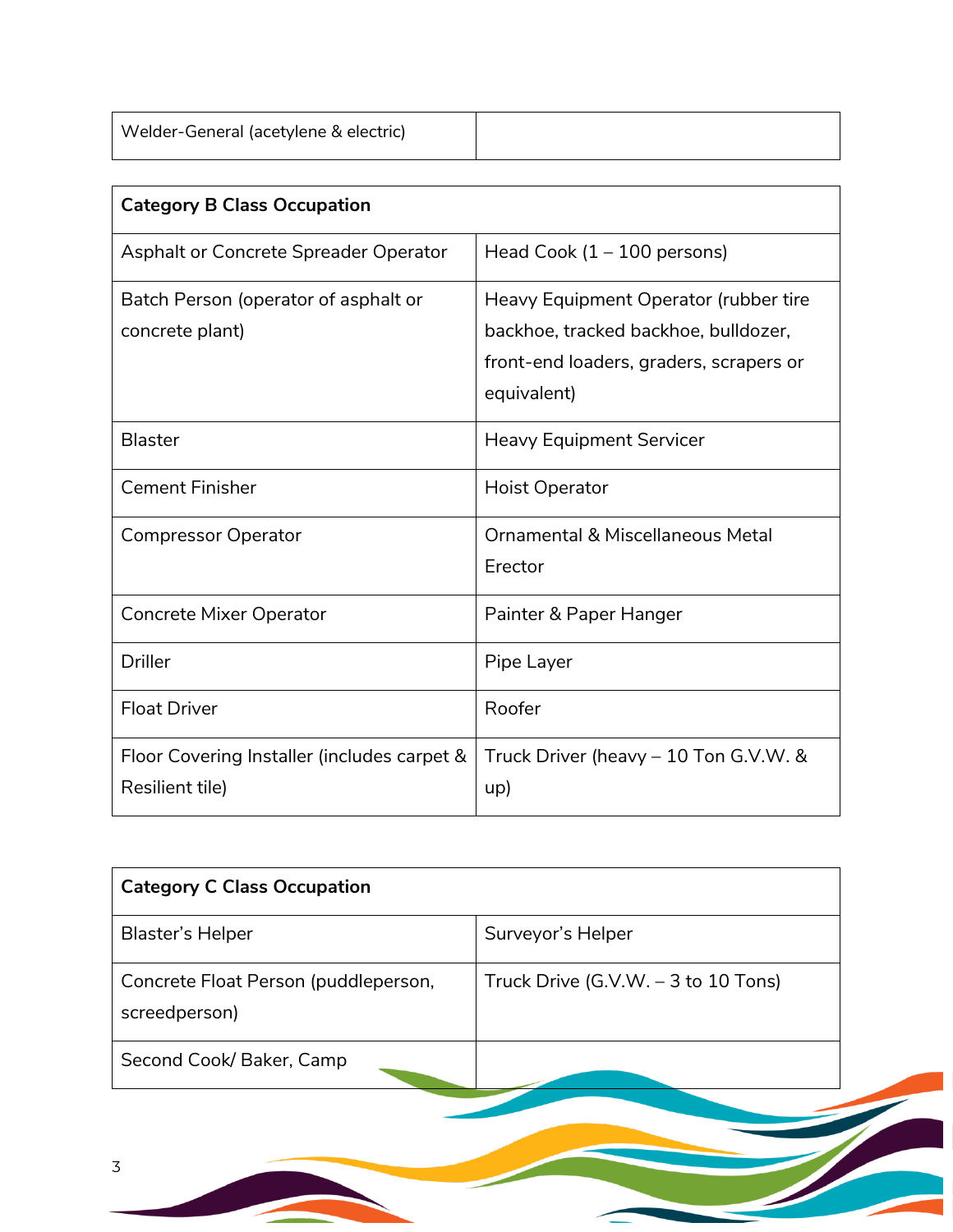| Welder-General (acetylene & electric) | |
|---|---|

| Category B Class Occupation | |
|---|---|
| Asphalt or Concrete Spreader Operator | Head Cook (1 – 100 persons) |
| Batch Person (operator of asphalt or concrete plant) | Heavy Equipment Operator (rubber tire backhoe, tracked backhoe, bulldozer, front-end loaders, graders, scrapers or equivalent) |
| Blaster | Heavy Equipment Servicer |
| Cement Finisher | Hoist Operator |
| Compressor Operator | Ornamental & Miscellaneous Metal Erector |
| Concrete Mixer Operator | Painter & Paper Hanger |
| Driller | Pipe Layer |
| Float Driver | Roofer |
| Floor Covering Installer (includes carpet & Resilient tile) | Truck Driver (heavy – 10 Ton G.V.W. & up) |

| Category C Class Occupation | |
|---|---|
| Blaster's Helper | Surveyor's Helper |
| Concrete Float Person (puddleperson, screedperson) | Truck Drive (G.V.W. – 3 to 10 Tons) |
| Second Cook/ Baker, Camp | |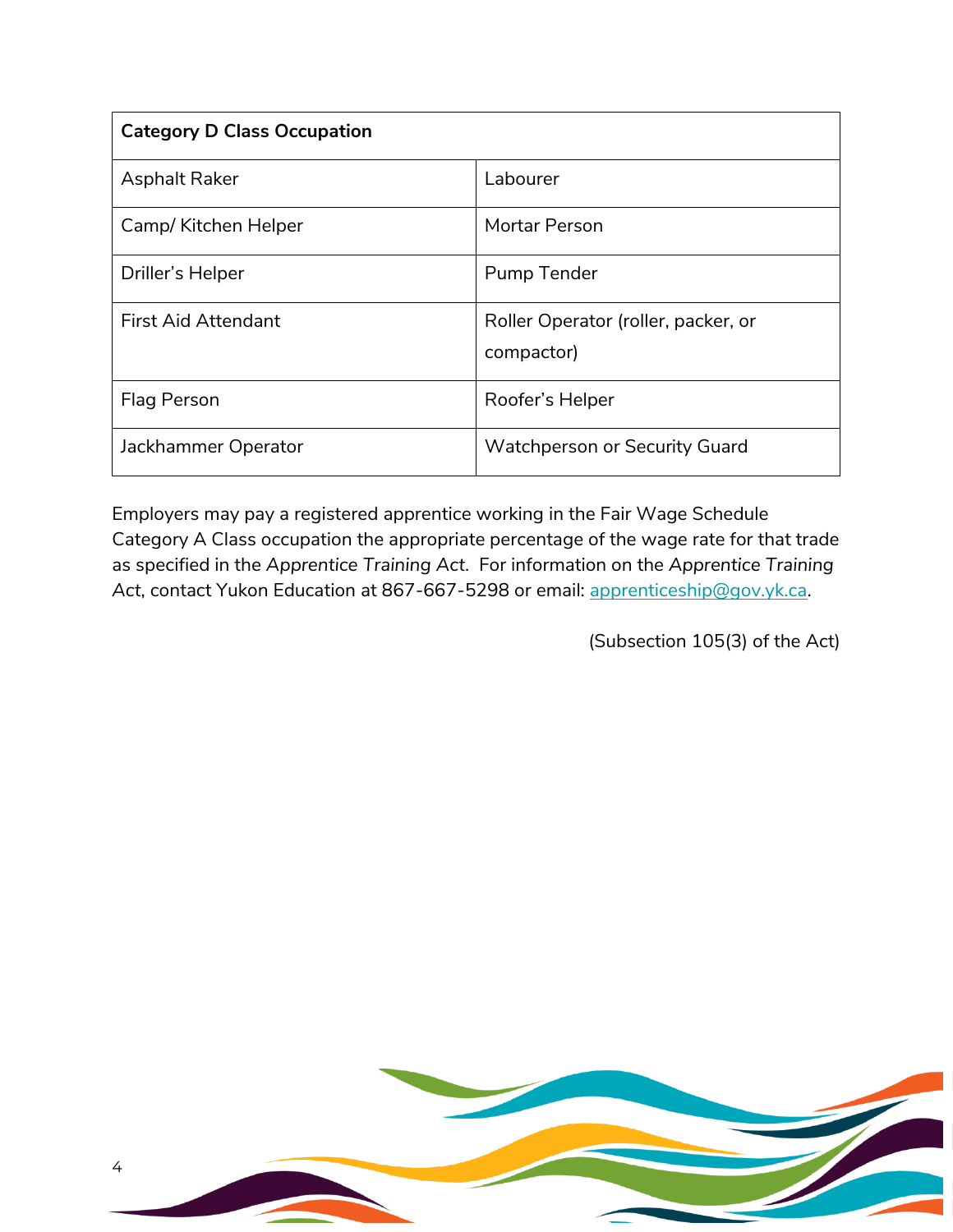| Category D Class Occupation | |
|---|---|
| Asphalt Raker | Labourer |
| Camp/ Kitchen Helper | Mortar Person |
| Driller's Helper | Pump Tender |
| First Aid Attendant | Roller Operator (roller, packer, or compactor) |
| Flag Person | Roofer's Helper |
| Jackhammer Operator | Watchperson or Security Guard |

Employers may pay a registered apprentice working in the Fair Wage Schedule Category A Class occupation the appropriate percentage of the wage rate for that trade as specified in the *Apprentice Training Act*. For information on the *Apprentice Training Act*, contact Yukon Education at 867-667-5298 or email: apprenticeship@gov.yk.ca.

(Subsection 105(3) of the Act)